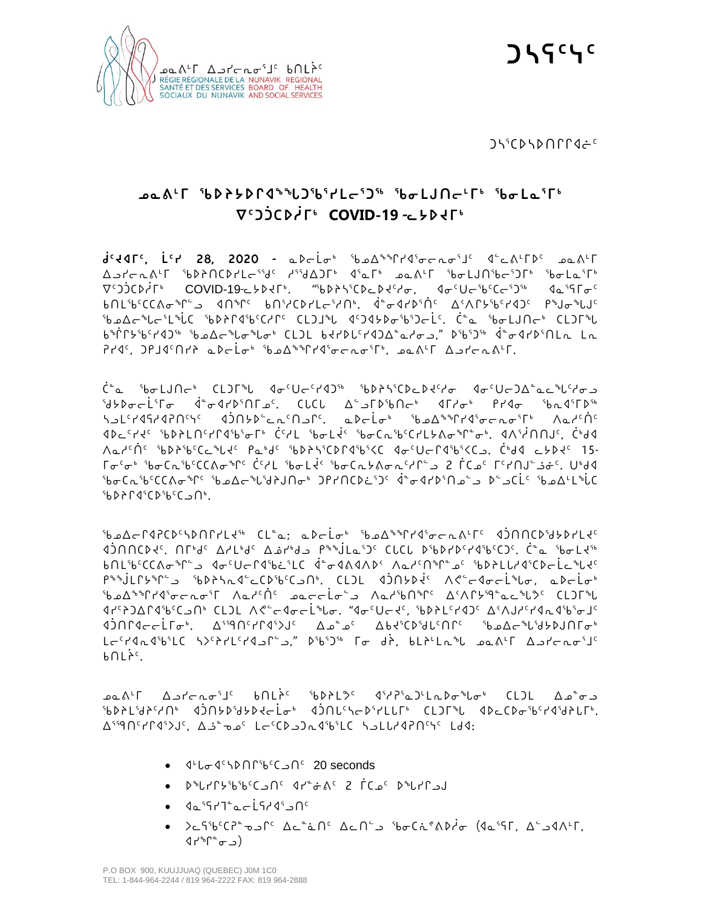ᓄᓇᕕᒻᒥ ᐃᓗᓯᓕᕆᓂᕐᒧᑦ ᑲᑎᒪᔨᖏᑦ
RÉGIE RÉGIONALE DE LA SANTÉ ET DES SERVICES SOCIAUX DU NUNAVIK
NUNAVIK REGIONAL BOARD OF HEALTH AND SOCIAL SERVICES

# ᑐᓴᕋᑦᓴᑦ

ᑐᓴᖅᑕᐅᓴᐅᑎᒋᒋᐊᓖᑦ

## ᓄᓇᕕᒻᒥ ᖃᐅᔨᓴᐅᒋᐊᖅᖢᑐᖃᑦᓯᒪᓕᖅᑐᖅ ᖃᓂᒪᒍᑎᓕᒻᒥᒃ ᖃᓂᒪᓇᖏᒥᒃ ᐁᑦᑐᑦᑕᐅᔫᒥᒃ COVID-19-ᓕᓴᐅᔪᒥᒃ

**ᑰᔾᔪᐊᖅ, ᒫᑦᓯ 28, 2020** - ᓇᐅᓕᒫᓂᒃ ᖃᓄᐃᙱᑦᑎᐊᕐᓂᓕᕆᓂᕐᒧᑦ ᐊᓪᓚᕕᒻᒥᐅᑦ ᓄᓇᕕᒻᒥ ᐃᓗᓯᓕᕆᕕᒻᒥ ᖃᐅᔨᑎᑕᐅᓯᒪᓕᖅᑯᑦ ᓱᕐᖁᐃᑐᒥᒃ ᐊᕐᓇᒥᒃ ᓄᓇᕕᒻᒥ ᖃᓂᒪᒍᑎᖃᓕᖅᑐᒥᒃ ᖃᓂᒪᓇᖏᒥᒃ ᐁᑦᑐᑦᑕᐅᔫᒥᒃ COVID-19-ᓕᓴᐅᔪᒥᒃ. "ᖃᐅᔨᓴᖅᑕᐅᓚᐅᔪᑦᓯᓂ, ᐊᓂᑦᑌᓕᖅᑕᑦᑕᕐᑐᖅ ᐊᓇᕐᕋᒥᑦ ᑲᑎᒪᖅᑕᑦᑕᐱᐊᖅᑎᓪᓗ ᐊᑎᖏᑦ ᑲᑎᑦᓯᑕᐅᓯᒪᓕᕐᓯᒪᑎᒃ. ᐋᓐᓂᐊᓯᐅᕐᑏᑦ ᐃᐸᒋᔭᖅᑕᕐᓯᐊᑐᑦ ᑭᖑᓂᖕᒐᒍᑦ ᖃᓄᐃᓕᖓᓕᕐᒪᖔᑕ ᖃᐅᔨᒋᐊᖅᑕᕐᓯᒪᑦᓯ ᑕᒪᑐᒧᖓ ᐊᑦᑐᐃᓴᐅᓂᖅᑐᓗᒫᑦ. ᑖᓐᓇ ᖃᓂᒪᒍᑎᓕᒃ ᑕᒪᑐᒥᖓ ᑳᖏᔭᖅᑕᐅᓯᐊᑐᖅ ᖃᓄᐃᓕᖓᓂᖓᓂᒃ ᑕᒪᑐᒪ ᑲᔪᓯᐅᓪᓚᕐᓯᐊᑐᐃᓐᓇᕐᓂᒍ," ᐅᖃᐅᖅᑐᖅ ᐋᓐᓂᐊᓯᐅᕐᑎᒪᓇ ᒪᓇ ᕈᓯᐊᑦ, ᑐᕈᑯᐊᑦᑎᓯᔩ ᓇᐅᓕᒫᓂᒃ ᖃᓄᐃᙱᑦᑎᐊᕐᓂᓕᕆᓂᕐᒥᒃ, ᓄᓇᕕᒻᒥ ᐃᓗᓯᓕᕆᕕᒻᒥ.

ᑖᓐᓇ ᖃᓂᒪᒍᑎᓕᒃ ᑕᒪᑐᒥᖓ ᐊᓂᑦᑌᓕᑦᓯᐊᑐᖅ ᖃᐅᔨᓴᖅᑕᐅᓚᐅᔪᑦᓯᓂ ᐊᓂᑦᑌᓕᑐᐃᓐᓇᓚᖓᑦᓯᓂᓗ ᖁᔭᐅᓂᓕᒫᕐᒥᓂ ᐋᓐᓂᐊᓯᐅᕐᑎᒥᓄᑦ. ᑕᓪᓕᑕ ᐃᓪᓗᒥᐅᖃᑎᓕᒃ ᐊᒥᓱᓂᒃ ᑭᓯᐊᓂ ᖃᓇᕐᕆᒥᐅᖅ ᓴᓗᒪᑦᓯᐊᕐᓯᐊᕈᑎᑦᓴᑦ ᐊᑐᕐᓴᐅᑦᓕᓇᑦᑎᓗᒥᑦ. ᓇᐅᓕᒫᓂᒃ ᖃᓄᐃᙱᑦᑎᐊᕐᓂᓕᕆᓂᕐᒥᒃ ᐱᓇᓱᐊᑎᑦ ᐊᐅᓚᑦᓯᔪᑦ ᖃᐅᔨᒪᑎᑦᓯᐊᕐᖃᕐᒥᒃ ᑖᑦᓱᒪ ᖃᓂᒪᔫᑉ ᖃᓂᑕᖅᑕᑦᓯᒪᔭᐱᐊᖅᑎᓂᒃ. ᐊᐱᕐᔫᑎᑎᒍᑦ, ᑖᒃᑯᐊ ᐱᓇᓱᐊᑏᑦ ᖃᐅᔨᖅᑕᑦᑕᓱᑦ ᑲᓐᖑᑦ ᖃᐅᔨᓴᖅᑕᐅᒋᐊᖃᖅᐸᑦ ᐊᓂᑦᑌᓕᕆᐊᖃᖅᐸᑕ. ᑖᒃᑯᐊ ᓕᓴᐅᔪᑦ 15-ᒥᓂᑦᓂᒃ ᖃᓂᑕᖅᑕᑦᑕᐱᐊᓂᖅᑦ ᑖᑦᓱᒪ ᖃᓂᒪᔫᑉ ᖃᓂᑕᓴᕕᓂᑖᓯᒥᓪᓗ 2 ᒦᑕᓄᑦ ᒥᑦᓯᑎᒍᑦ ᓘᓐᓃᑦ. ᐅᑯᐊ ᖃᓂᑕᖅᑕᑦᑕᐱᐊᓂᖅᑎᑦ ᖃᓄᐃᓕᖓᕐᕈᐊᓗᑎᒃ ᑐᑭᓯᑎᑕᐅᔫᑦ ᐋᓐᓂᐊᓯᐅᕐᑎᓄᑦ ᐅᓪᓗᑕᒫᑦ ᖃᓄᐃᒻᒪᖔᑕ ᖃᐅᔨᒋᐊᕐᑕᐅᖃᑦᑕᓗᑎᒃ.

ᖃᓄᐃᓕᒋᐊᕈᑕᑦᓴᐅᑎᒋᓯᒪᔪᖅ ᑕᒪᓐᓇ; ᓇᐅᓕᒫᓂᒃ ᖃᓄᐃᙱᑦᑎᐊᕐᓂᓕᕆᕕᒻᒥᑦ ᐊᑑᑎᑎᑕᐅᖁᔭᐅᓯᒪᔪᑦ ᐊᑑᑎᑎᑕᐅᔪᑦ. ᑎᒃᑯᑦ ᐃᓯᒃᑯᑦ ᐃᒫᓯᒃᑯᓗ ᐱᖅᑯᒻᒪᕆᐅᑦ ᑕᒪᑕ ᐅᖃᐅᓯᕐᑎᐊᖅᑕᐅᑦ. ᑖᓐᓇ ᖃᓂᒪᔪᖅ ᑲᑎᒪᖅᑕᑦᑕᐱᐊᖅᑎᓪᓗ ᐊᓂᑦᑌᓕᕆᐊᖃᓕᕐᒪᑦ ᐋᓐᓂᐊᓯᐅᕐᑎᖕᒥᓄᑦ ᖃᐅᔨᒪᓕᕐᓯᐊᕐᑕᐅᓂᓕᒫᕐᒪᑦ ᐱᖅᑯᒪᔭᕆᓯᒻᒥᒃ ᖃᐅᔨᓴᖅᓵᖅᑕᐅᓯᒪᑎᒃ. ᑕᒪᑐᒪ ᐊᑐᕐᓴᐅᑎᐅᓱᑦ ᐱᕙᓪᓕᐊᓂᓕᒫᖓᓂ, ᓇᐅᓕᒫᓂᒃ ᖃᓄᐃᙱᑦᑎᐊᕐᓂᓕᕆᓂᕐᒥ ᐱᓇᓱᐊᑎᑦ ᐃᑉᐱᒋᓱᑦᑎᐊᕐᓇᖅᑐᑦ ᑕᒪᑐᒪ ᐊᓯᑦᔨᐅᑎᒋᐊᖅᑕᐅᓂᖏᑦ ᑕᒪᓐᓇ ᐱᕙᓪᓕᐊᓂᓕᒫᖓ. "ᐊᓂᑦᑌᓕᑦ, ᖃᐅᔨᒪᓕᕐᓯᐊᑐᑦ ᐃᑉᐱᒍᓱᑦᑎᐊᕆᐊᖃᕐᓂᕐᒧᑦ ᐊᑑᑎᒋᐊᓕᓕᒫᕐᒥᒃ. ᐃᖅᑲᐅᒪᓯᒋᐊᖅᐳᑦ ᐃᓄᓐᓄᑦ ᐃᑲᔪᖅᑕᐅᖁᓪᓗᑎᒃ ᖃᓄᐃᓕᖓᖁᔨᑎᓐᓂᒃ ᒪᓕᑦᓯᐊᕐᓇᖅᑕ ᓴᐳᔾᔨᒪᑦᓯᐊᓗᓯ," ᐅᖃᐅᖅᑐᖅ ᒥᓂ ᑯᐊ, ᑲᒪᔨᒪᑲᓪᓚᒃ ᓄᓇᕕᒻᒥ ᐃᓗᓯᓕᕆᓂᕐᒧᑦ ᑲᑎᒪᔨᖏᑦ.

ᓄᓇᕕᒻᒥ ᐃᓗᓯᓕᕆᓂᕐᒧᑦ ᑲᑎᒪᔨᖏᑦ ᖃᐅᔨᒪᔾᔪᑦ ᐊᓯᔾᔨᕐᓇᑐᒪᓇᐅᓂᕐᓗᓂᒃ ᑕᒪᑐᒪ ᐃᓄᖕᓂᓗ ᖃᐅᔨᒪᔪᓯᖏᑎᒃ ᐊᑑᑎᓴᐅᖁᓴᐅᔪᓕᒫᓂᒃ ᐊᑑᑎᓪᓚᑦᓴᕈᑎᓯᒪᓪᓕᒥᒃ ᑕᒪᑐᒪ ᐊᐅᓚᑕᐅᓂᖅᑕᕐᓯᐊᖁᔭᕐᓕᒥᒃ. ᐃᖅᑲᐅᒪᓯᒋᐊᖅᐳᑦ, ᐃᓅᓐᓄᑦ ᒪᓕᑦᑕᐅᓗᓐᓇᖅᑕᑦ ᓴᓗᒪᓯᐊᕐᓂᕐᖓᑦ ᒪᒃᑯᐊ:

- ᐊᒻᒪᓂᐊᑦᓴᐅᑎᒥᖅᑕᑦᑐᑎᑦ 20 seconds
- ᐅᖓᓯᒋᔭᖅᖃᖅᑕᑦᑐᑎᑦ ᐊᓯᓐᓃᑉ 2 ᒦᑕᓄᑦ ᐅᖓᓯᒌᑐᒍ
- ᐊᓇᕐᕋᕐᒥᓐᓇᓕᒫᕋᐊᕐᑐᑎᑦ
- ᐳᓚᕋᖅᑕᕈᓐᓀᑦᑐᑎᑦ ᐃᓚᓐᓈᑎᑦ ᐃᓚᑎᓪᓗ ᖃᓂᑕᓰᕕᐅᔫᓂ (ᐊᓇᕐᕋᒥ, ᐃᓪᓗᐊᕕᒻᒥ, ᐊᓯᖏᓐᓂᓗ)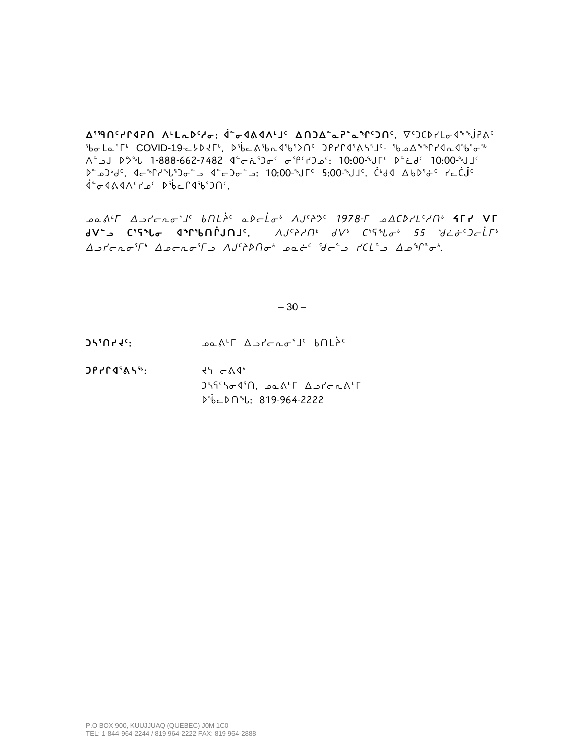**ᐃᖅᑯᑎᑦᓯᒥᐊᕈᑎ ᐱᒻᒪᕆᐅᑦᓱᓂ: ᐋᓐᓂᐊᕕᐊᐱᒻᒧᑦ ᐃᑎᑐᐃᓐᓇᕈᓐᓇᖏᑦᑐᑎᑦ.** ᐁᑦᑐᑕᐅᓯᒪᓂᐊᖅᖂᕈᕕᑦ ᖃᓂᒪᓇᕐᒥᒃ COVID-19-ᓚᔭᐅᔪᒥᒃ, ᐅᕐᑲᓚᕕᖅᑲᕆᐊᖅᑳᑎᑦ ᑐᑭᓯᒋᐊᕐᕕᓴᕐᒧᑦ- ᖃᓄᐃᖅᖏᓯᐊᕆᐊᖅᑲᕐᓂᖅ ᐱᓪᓗᒍ ᐅᕗᖓ 1-888-662-7482 ᐊᓪᓚᓈᕐᑐᓂᑦ ᓂᕿᑦᓯᑐᓄᑦ: 10:00-ᖑᒥᑦ ᐅᓪᓛᑯᑦ 10:00-ᖑᒧᑦ ᐅᓐᓄᒃᑯᑦ, ᐊᓕᖏᓯᖓᕐᑐᓂᓪᓗ ᐊᓪᓚᑐᓂᓪᓗ: 10:00-ᖑᒥᑦ 5:00-ᖑᒧᑦ. ᑖᒃᑯᐊ ᐃᑲᐅᕐᓃᑦ ᓯᓚᑖᓅᑦ ᐋᓐᓂᐊᕕᐊᐱᑦᓯᓄᑦ ᐅᖄᓚᒋᐊᖅᑲᕐᑐᑎᑦ.

*ᓄᓇᕕᒻᒥ ᐃᓗᓯᓕᕆᓂᕐᒧᑦ ᑲᑎᒪᔩᑦ ᓇᐅᓕᒫᓂᒃ ᐱᑐᑦᔨᕗᑦ 1978-ᒥ ᓄᐃᑕᐅᓯᒪᑦᓯᑎᒃ* **ᕿᒥᓯ ᐯᒥ ᑯᐯᓪᓗ ᑕᕐᕿᖓᓂ ᐊᖏᖃᑎᒌᒍᑎᒧᑦ.** *ᐱᑐᑦᔨᓯᑎᒃ ᑯᐯᒃ ᑕᕐᕿᖓᓂᒃ 55 ᖁᓛᓃᑦᑐᓕᒫᒥᒃ ᐃᓗᓯᓕᕆᓂᕐᒥᒃ ᐃᓄᓕᕆᓂᕐᒥᓗ ᐱᑐᑦᔨᐅᑎᓂᒃ ᓄᓇᓖᑦ ᖁᓕᓪᓗ ᓯᑕᒪᓪᓗ ᐃᓄᖏᓐᓂᒃ.*

– 30 –

ᑐᓴᕐᑎᓯᔪᑦ: ᓄᓇᕕᒻᒥ ᐃᓗᓯᓕᕆᓂᕐᒧᑦ ᑲᑎᒪᔩᑦ

ᑐᑭᓯᒋᐊᕐᕕᓴᖅ: ᔪᓴ ᓚᕕᐊᒃ
ᑐᓴᕐᓴᓂᐊᕐᑎ, ᓄᓇᕕᒻᒥ ᐃᓗᓯᓕᕆᕕᒻᒥ
ᐅᖄᓚᐅᑎᖓ: 819-964-2222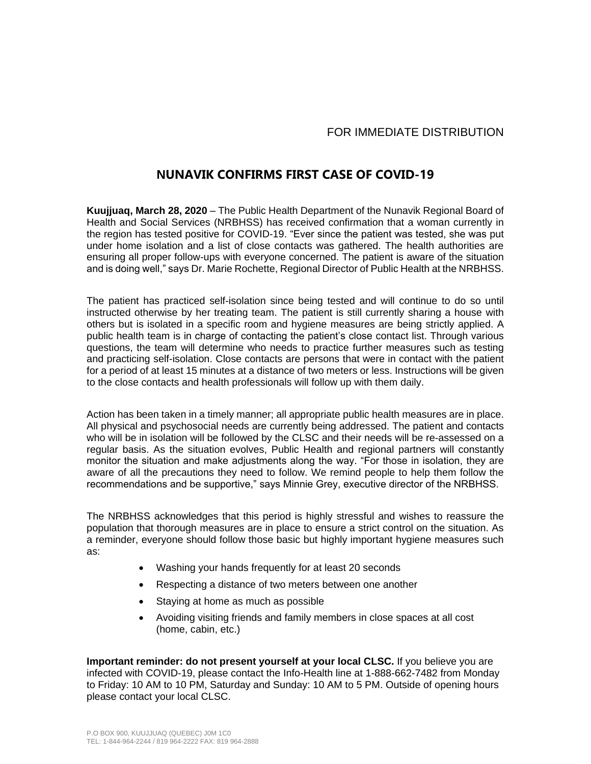FOR IMMEDIATE DISTRIBUTION

# NUNAVIK CONFIRMS FIRST CASE OF COVID-19

**Kuujjuaq, March 28, 2020** – The Public Health Department of the Nunavik Regional Board of Health and Social Services (NRBHSS) has received confirmation that a woman currently in the region has tested positive for COVID-19. "Ever since the patient was tested, she was put under home isolation and a list of close contacts was gathered. The health authorities are ensuring all proper follow-ups with everyone concerned. The patient is aware of the situation and is doing well," says Dr. Marie Rochette, Regional Director of Public Health at the NRBHSS.

The patient has practiced self-isolation since being tested and will continue to do so until instructed otherwise by her treating team. The patient is still currently sharing a house with others but is isolated in a specific room and hygiene measures are being strictly applied. A public health team is in charge of contacting the patient's close contact list. Through various questions, the team will determine who needs to practice further measures such as testing and practicing self-isolation. Close contacts are persons that were in contact with the patient for a period of at least 15 minutes at a distance of two meters or less. Instructions will be given to the close contacts and health professionals will follow up with them daily.

Action has been taken in a timely manner; all appropriate public health measures are in place. All physical and psychosocial needs are currently being addressed. The patient and contacts who will be in isolation will be followed by the CLSC and their needs will be re-assessed on a regular basis. As the situation evolves, Public Health and regional partners will constantly monitor the situation and make adjustments along the way. "For those in isolation, they are aware of all the precautions they need to follow. We remind people to help them follow the recommendations and be supportive," says Minnie Grey, executive director of the NRBHSS.

The NRBHSS acknowledges that this period is highly stressful and wishes to reassure the population that thorough measures are in place to ensure a strict control on the situation. As a reminder, everyone should follow those basic but highly important hygiene measures such as:

- Washing your hands frequently for at least 20 seconds
- Respecting a distance of two meters between one another
- Staying at home as much as possible
- Avoiding visiting friends and family members in close spaces at all cost (home, cabin, etc.)

**Important reminder: do not present yourself at your local CLSC.** If you believe you are infected with COVID-19, please contact the Info-Health line at 1-888-662-7482 from Monday to Friday: 10 AM to 10 PM, Saturday and Sunday: 10 AM to 5 PM. Outside of opening hours please contact your local CLSC.

P.O BOX 900, KUUJJUAQ (QUEBEC) J0M 1C0
TEL: 1-844-964-2244 / 819 964-2222 FAX: 819 964-2888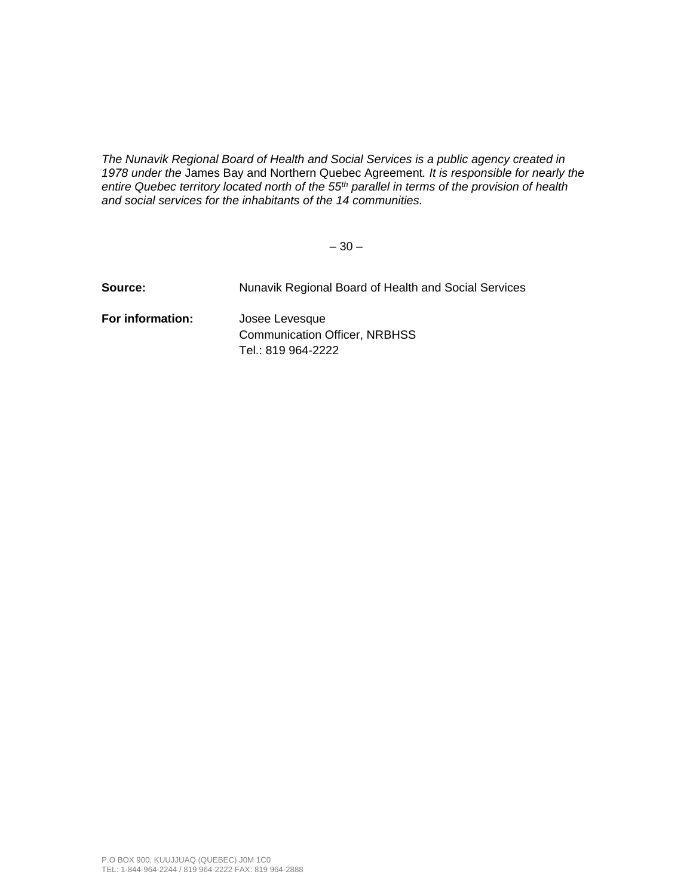*The Nunavik Regional Board of Health and Social Services is a public agency created in 1978 under the* James Bay and Northern Quebec Agreement*. It is responsible for nearly the entire Quebec territory located north of the 55th parallel in terms of the provision of health and social services for the inhabitants of the 14 communities.*

– 30 –

**Source:** Nunavik Regional Board of Health and Social Services

**For information:** Josee Levesque
Communication Officer, NRBHSS
Tel.: 819 964-2222

P.O BOX 900, KUUJJUAQ (QUEBEC) J0M 1C0
TEL: 1-844-964-2244 / 819 964-2222 FAX: 819 964-2888